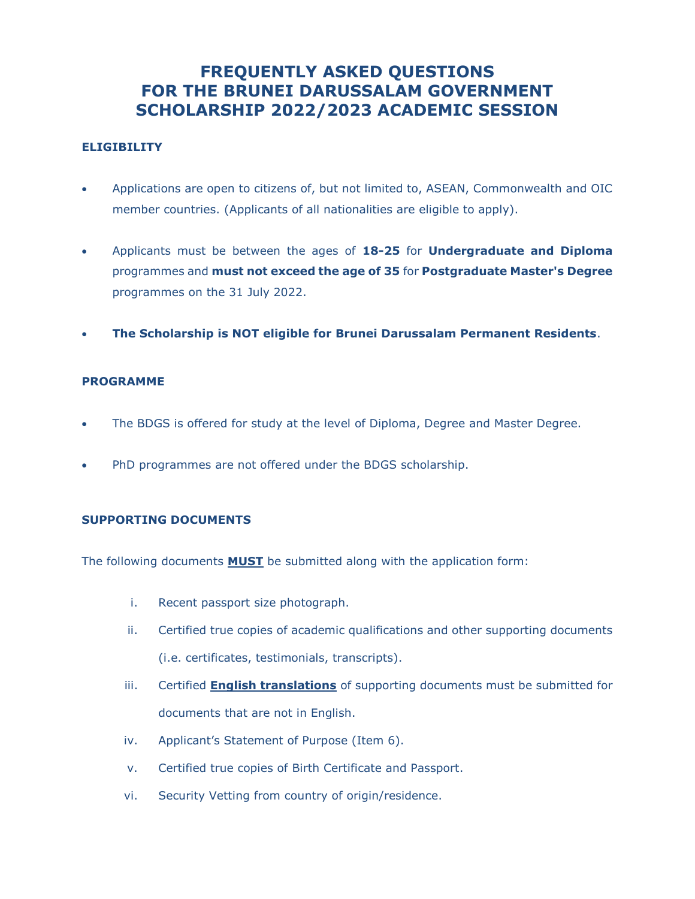# FREQUENTLY ASKED QUESTIONS FOR THE BRUNEI DARUSSALAM GOVERNMENT SCHOLARSHIP 2022/2023 ACADEMIC SESSION

## ELIGIBILITY

- Applications are open to citizens of, but not limited to, ASEAN, Commonwealth and OIC member countries. (Applicants of all nationalities are eligible to apply).
- Applicants must be between the ages of **18-25** for **Undergraduate and Diploma** programmes and **must not exceed the age of 35** for **Postgraduate Master's Degree** programmes on the 31 July 2022.
- **The Scholarship is NOT eligible for Brunei Darussalam Permanent Residents**.

## PROGRAMME

- The BDGS is offered for study at the level of Diploma, Degree and Master Degree.
- PhD programmes are not offered under the BDGS scholarship.

## SUPPORTING DOCUMENTS

The following documents **MUST** be submitted along with the application form:

i. Recent passport size photograph.
ii. Certified true copies of academic qualifications and other supporting documents (i.e. certificates, testimonials, transcripts).
iii. Certified **English translations** of supporting documents must be submitted for documents that are not in English.
iv. Applicant's Statement of Purpose (Item 6).
v. Certified true copies of Birth Certificate and Passport.
vi. Security Vetting from country of origin/residence.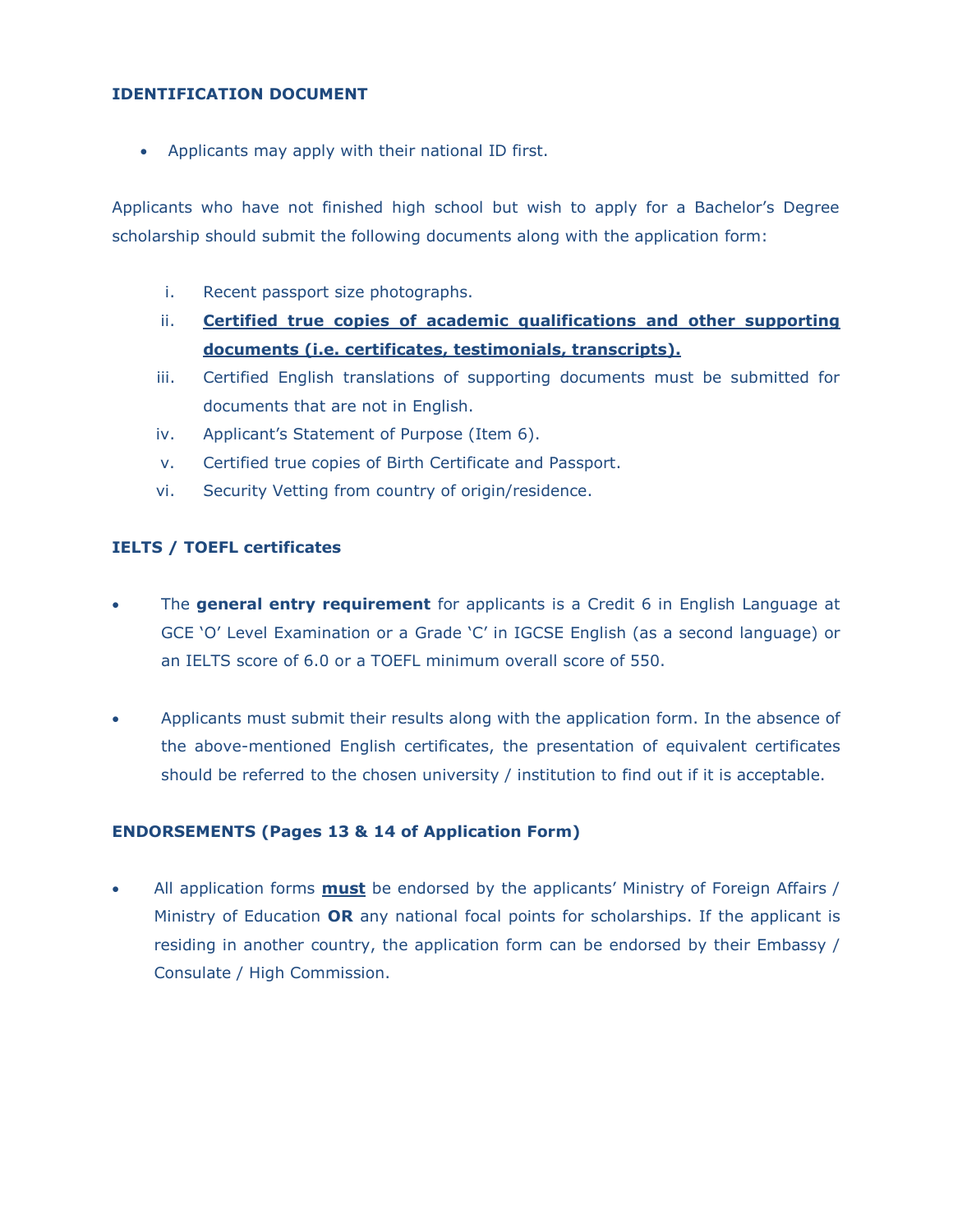**IDENTIFICATION DOCUMENT**

- Applicants may apply with their national ID first.

Applicants who have not finished high school but wish to apply for a Bachelor's Degree scholarship should submit the following documents along with the application form:

i. Recent passport size photographs.
ii. **Certified true copies of academic qualifications and other supporting documents (i.e. certificates, testimonials, transcripts).**
iii. Certified English translations of supporting documents must be submitted for documents that are not in English.
iv. Applicant's Statement of Purpose (Item 6).
v. Certified true copies of Birth Certificate and Passport.
vi. Security Vetting from country of origin/residence.

**IELTS / TOEFL certificates**

- The **general entry requirement** for applicants is a Credit 6 in English Language at GCE 'O' Level Examination or a Grade 'C' in IGCSE English (as a second language) or an IELTS score of 6.0 or a TOEFL minimum overall score of 550.

- Applicants must submit their results along with the application form. In the absence of the above-mentioned English certificates, the presentation of equivalent certificates should be referred to the chosen university / institution to find out if it is acceptable.

**ENDORSEMENTS (Pages 13 & 14 of Application Form)**

- All application forms **must** be endorsed by the applicants' Ministry of Foreign Affairs / Ministry of Education **OR** any national focal points for scholarships. If the applicant is residing in another country, the application form can be endorsed by their Embassy / Consulate / High Commission.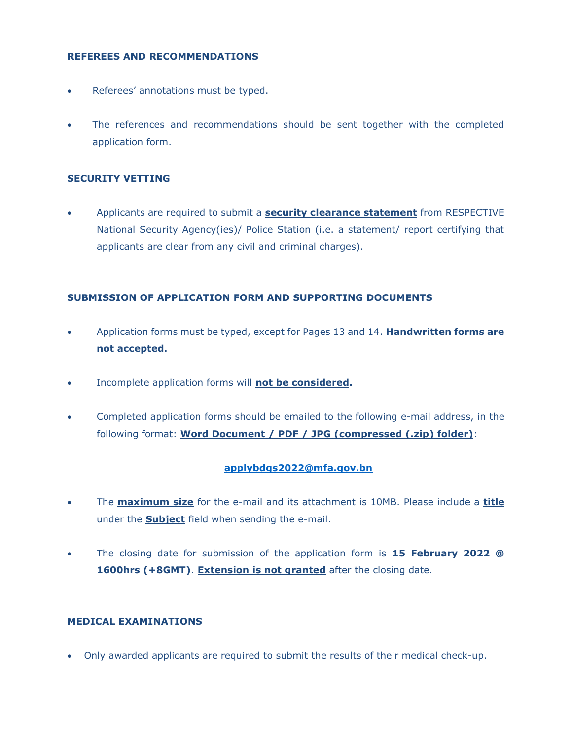## REFEREES AND RECOMMENDATIONS

- Referees' annotations must be typed.
- The references and recommendations should be sent together with the completed application form.

## SECURITY VETTING

- Applicants are required to submit a **security clearance statement** from RESPECTIVE National Security Agency(ies)/ Police Station (i.e. a statement/ report certifying that applicants are clear from any civil and criminal charges).

## SUBMISSION OF APPLICATION FORM AND SUPPORTING DOCUMENTS

- Application forms must be typed, except for Pages 13 and 14. **Handwritten forms are not accepted.**
- Incomplete application forms will **not be considered.**
- Completed application forms should be emailed to the following e-mail address, in the following format: **Word Document / PDF / JPG (compressed (.zip) folder)**:

  **applybdgs2022@mfa.gov.bn**

- The **maximum size** for the e-mail and its attachment is 10MB. Please include a **title** under the **Subject** field when sending the e-mail.
- The closing date for submission of the application form is **15 February 2022 @ 1600hrs (+8GMT)**. **Extension is not granted** after the closing date.

## MEDICAL EXAMINATIONS

- Only awarded applicants are required to submit the results of their medical check-up.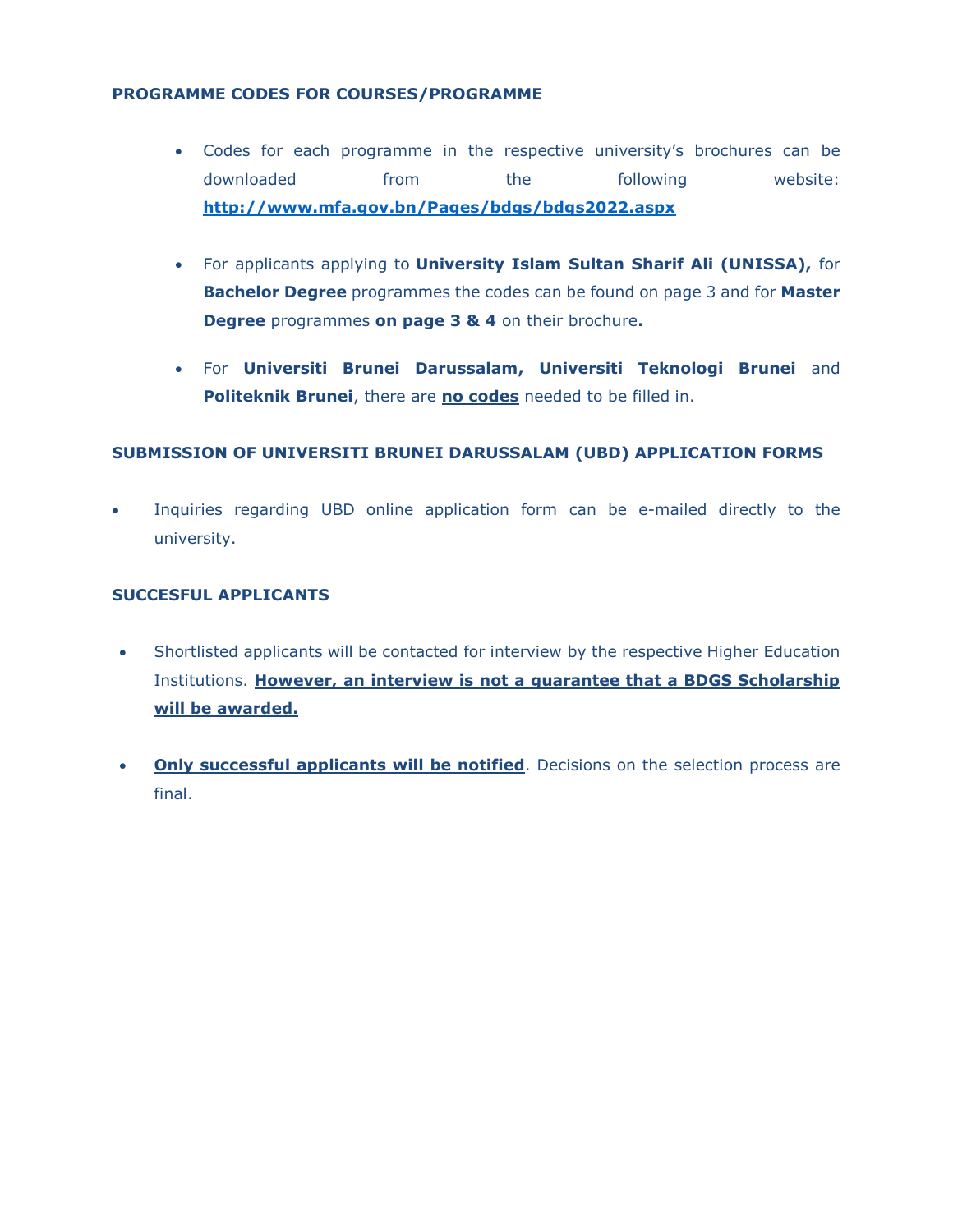**PROGRAMME CODES FOR COURSES/PROGRAMME**

- Codes for each programme in the respective university's brochures can be downloaded from the following website: **http://www.mfa.gov.bn/Pages/bdgs/bdgs2022.aspx**

- For applicants applying to **University Islam Sultan Sharif Ali (UNISSA),** for **Bachelor Degree** programmes the codes can be found on page 3 and for **Master Degree** programmes **on page 3 & 4** on their brochure**.**

- For **Universiti Brunei Darussalam, Universiti Teknologi Brunei** and **Politeknik Brunei**, there are **no codes** needed to be filled in.

**SUBMISSION OF UNIVERSITI BRUNEI DARUSSALAM (UBD) APPLICATION FORMS**

- Inquiries regarding UBD online application form can be e-mailed directly to the university.

**SUCCESFUL APPLICANTS**

- Shortlisted applicants will be contacted for interview by the respective Higher Education Institutions. **However, an interview is not a guarantee that a BDGS Scholarship will be awarded.**

- **Only successful applicants will be notified**. Decisions on the selection process are final.